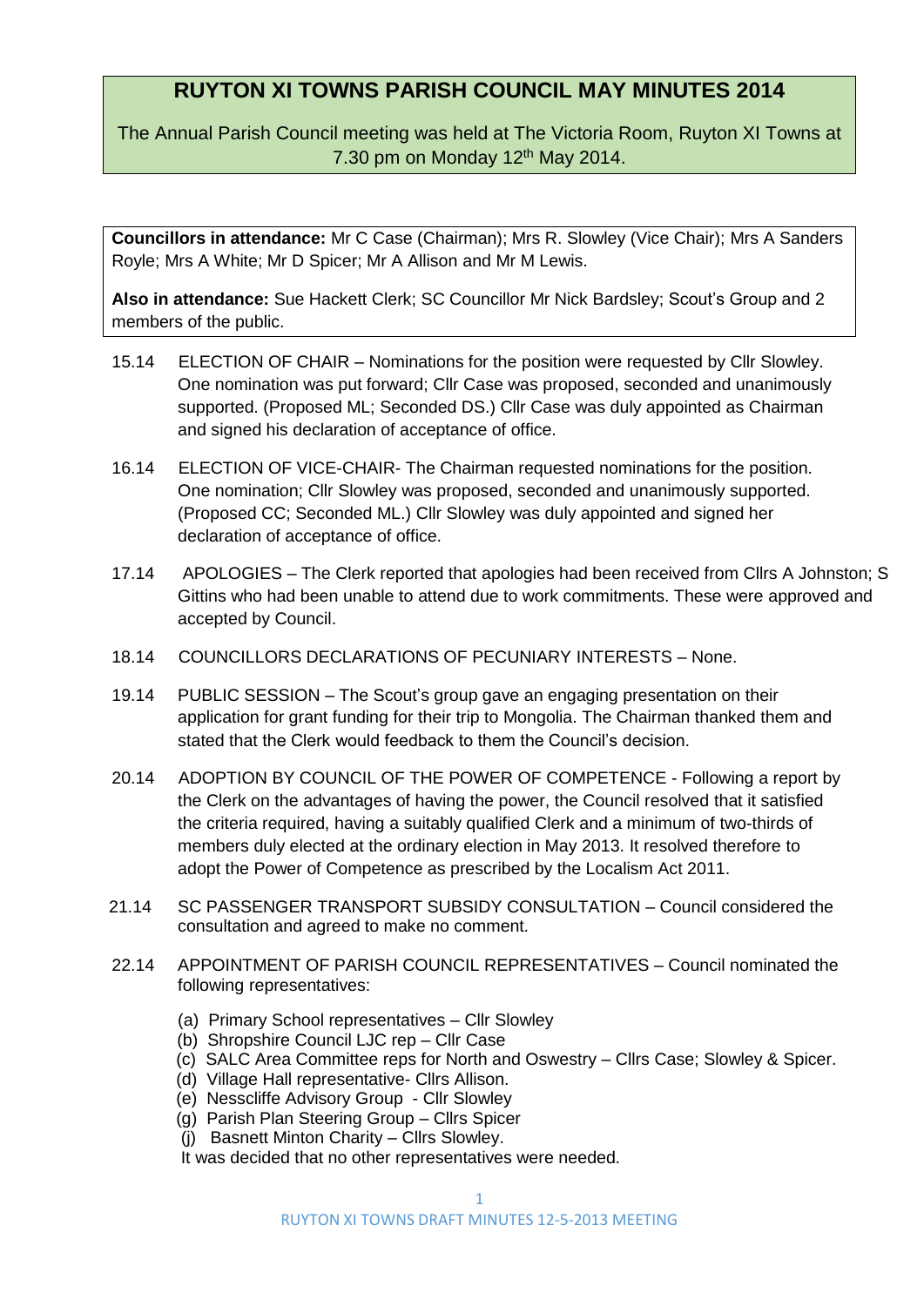# RUYTON XI TOWNS PARISH COUNCIL MAY MINUTES 2014

The Annual Parish Council meeting was held at The Victoria Room, Ruyton XI Towns at 7.30 pm on Monday 12th May 2014.

**Councillors in attendance:** Mr C Case (Chairman); Mrs R. Slowley (Vice Chair); Mrs A Sanders Royle; Mrs A White; Mr D Spicer; Mr A Allison and Mr M Lewis.

**Also in attendance:** Sue Hackett Clerk; SC Councillor Mr Nick Bardsley; Scout's Group and 2 members of the public.

15.14 ELECTION OF CHAIR – Nominations for the position were requested by Cllr Slowley. One nomination was put forward; Cllr Case was proposed, seconded and unanimously supported. (Proposed ML; Seconded DS.) Cllr Case was duly appointed as Chairman and signed his declaration of acceptance of office.

16.14 ELECTION OF VICE-CHAIR- The Chairman requested nominations for the position. One nomination; Cllr Slowley was proposed, seconded and unanimously supported. (Proposed CC; Seconded ML.) Cllr Slowley was duly appointed and signed her declaration of acceptance of office.

17.14 APOLOGIES – The Clerk reported that apologies had been received from Cllrs A Johnston; S Gittins who had been unable to attend due to work commitments. These were approved and accepted by Council.

18.14 COUNCILLORS DECLARATIONS OF PECUNIARY INTERESTS – None.

19.14 PUBLIC SESSION – The Scout's group gave an engaging presentation on their application for grant funding for their trip to Mongolia. The Chairman thanked them and stated that the Clerk would feedback to them the Council's decision.

20.14 ADOPTION BY COUNCIL OF THE POWER OF COMPETENCE - Following a report by the Clerk on the advantages of having the power, the Council resolved that it satisfied the criteria required, having a suitably qualified Clerk and a minimum of two-thirds of members duly elected at the ordinary election in May 2013. It resolved therefore to adopt the Power of Competence as prescribed by the Localism Act 2011.

21.14 SC PASSENGER TRANSPORT SUBSIDY CONSULTATION – Council considered the consultation and agreed to make no comment.

22.14 APPOINTMENT OF PARISH COUNCIL REPRESENTATIVES – Council nominated the following representatives:

(a) Primary School representatives – Cllr Slowley
(b) Shropshire Council LJC rep – Cllr Case
(c) SALC Area Committee reps for North and Oswestry – Cllrs Case; Slowley & Spicer.
(d) Village Hall representative- Cllrs Allison.
(e) Nesscliffe Advisory Group - Cllr Slowley
(g) Parish Plan Steering Group – Cllrs Spicer
(j) Basnett Minton Charity – Cllrs Slowley.

It was decided that no other representatives were needed.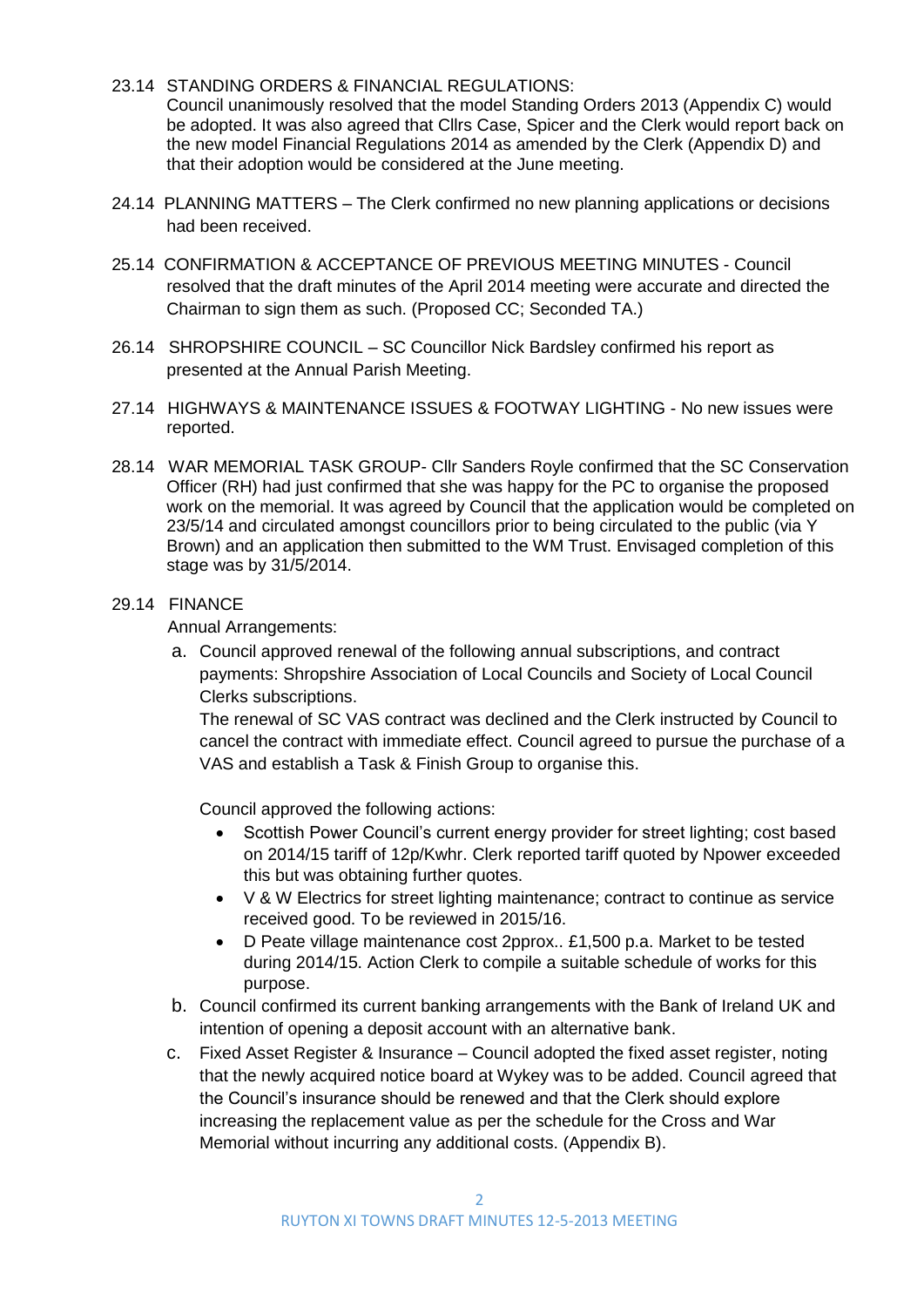23.14 STANDING ORDERS & FINANCIAL REGULATIONS:
Council unanimously resolved that the model Standing Orders 2013 (Appendix C) would be adopted. It was also agreed that Cllrs Case, Spicer and the Clerk would report back on the new model Financial Regulations 2014 as amended by the Clerk (Appendix D) and that their adoption would be considered at the June meeting.

24.14 PLANNING MATTERS – The Clerk confirmed no new planning applications or decisions had been received.

25.14 CONFIRMATION & ACCEPTANCE OF PREVIOUS MEETING MINUTES - Council resolved that the draft minutes of the April 2014 meeting were accurate and directed the Chairman to sign them as such. (Proposed CC; Seconded TA.)

26.14 SHROPSHIRE COUNCIL – SC Councillor Nick Bardsley confirmed his report as presented at the Annual Parish Meeting.

27.14 HIGHWAYS & MAINTENANCE ISSUES & FOOTWAY LIGHTING - No new issues were reported.

28.14 WAR MEMORIAL TASK GROUP- Cllr Sanders Royle confirmed that the SC Conservation Officer (RH) had just confirmed that she was happy for the PC to organise the proposed work on the memorial. It was agreed by Council that the application would be completed on 23/5/14 and circulated amongst councillors prior to being circulated to the public (via Y Brown) and an application then submitted to the WM Trust. Envisaged completion of this stage was by 31/5/2014.

29.14 FINANCE

Annual Arrangements:

a. Council approved renewal of the following annual subscriptions, and contract payments: Shropshire Association of Local Councils and Society of Local Council Clerks subscriptions.

   The renewal of SC VAS contract was declined and the Clerk instructed by Council to cancel the contract with immediate effect. Council agreed to pursue the purchase of a VAS and establish a Task & Finish Group to organise this.

   Council approved the following actions:

   - Scottish Power Council's current energy provider for street lighting; cost based on 2014/15 tariff of 12p/Kwhr. Clerk reported tariff quoted by Npower exceeded this but was obtaining further quotes.
   - V & W Electrics for street lighting maintenance; contract to continue as service received good. To be reviewed in 2015/16.
   - D Peate village maintenance cost 2pprox.. £1,500 p.a. Market to be tested during 2014/15. Action Clerk to compile a suitable schedule of works for this purpose.

b. Council confirmed its current banking arrangements with the Bank of Ireland UK and intention of opening a deposit account with an alternative bank.

c. Fixed Asset Register & Insurance – Council adopted the fixed asset register, noting that the newly acquired notice board at Wykey was to be added. Council agreed that the Council's insurance should be renewed and that the Clerk should explore increasing the replacement value as per the schedule for the Cross and War Memorial without incurring any additional costs. (Appendix B).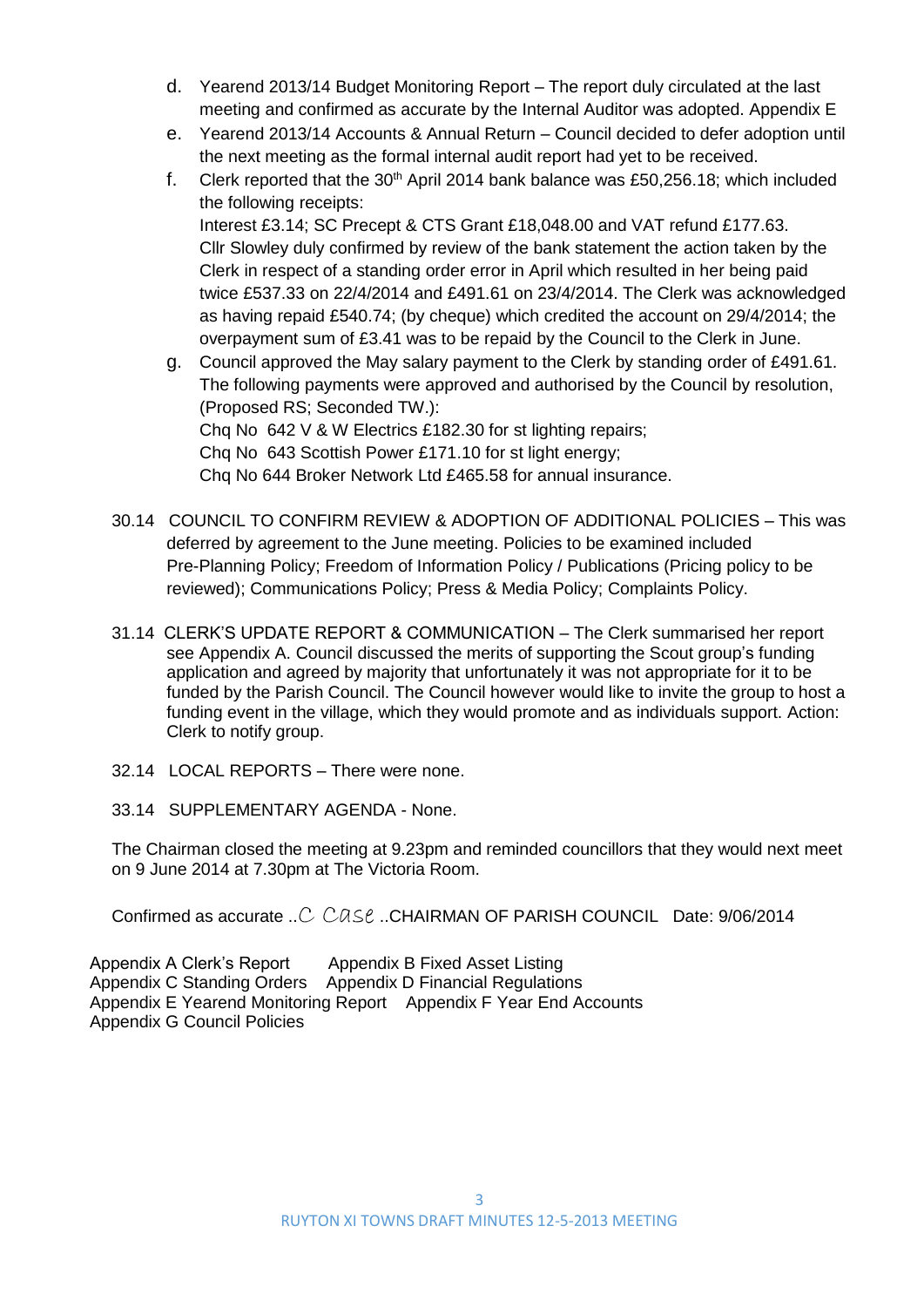d. Yearend 2013/14 Budget Monitoring Report – The report duly circulated at the last meeting and confirmed as accurate by the Internal Auditor was adopted. Appendix E

e. Yearend 2013/14 Accounts & Annual Return – Council decided to defer adoption until the next meeting as the formal internal audit report had yet to be received.

f. Clerk reported that the 30th April 2014 bank balance was £50,256.18; which included the following receipts:
Interest £3.14; SC Precept & CTS Grant £18,048.00 and VAT refund £177.63.
Cllr Slowley duly confirmed by review of the bank statement the action taken by the Clerk in respect of a standing order error in April which resulted in her being paid twice £537.33 on 22/4/2014 and £491.61 on 23/4/2014. The Clerk was acknowledged as having repaid £540.74; (by cheque) which credited the account on 29/4/2014; the overpayment sum of £3.41 was to be repaid by the Council to the Clerk in June.

g. Council approved the May salary payment to the Clerk by standing order of £491.61. The following payments were approved and authorised by the Council by resolution, (Proposed RS; Seconded TW.):
Chq No 642 V & W Electrics £182.30 for st lighting repairs;
Chq No 643 Scottish Power £171.10 for st light energy;
Chq No 644 Broker Network Ltd £465.58 for annual insurance.

30.14 COUNCIL TO CONFIRM REVIEW & ADOPTION OF ADDITIONAL POLICIES – This was deferred by agreement to the June meeting. Policies to be examined included Pre-Planning Policy; Freedom of Information Policy / Publications (Pricing policy to be reviewed); Communications Policy; Press & Media Policy; Complaints Policy.

31.14 CLERK'S UPDATE REPORT & COMMUNICATION – The Clerk summarised her report see Appendix A. Council discussed the merits of supporting the Scout group's funding application and agreed by majority that unfortunately it was not appropriate for it to be funded by the Parish Council. The Council however would like to invite the group to host a funding event in the village, which they would promote and as individuals support. Action: Clerk to notify group.

32.14 LOCAL REPORTS – There were none.

33.14 SUPPLEMENTARY AGENDA - None.

The Chairman closed the meeting at 9.23pm and reminded councillors that they would next meet on 9 June 2014 at 7.30pm at The Victoria Room.

Confirmed as accurate ..C Case ..CHAIRMAN OF PARISH COUNCIL Date: 9/06/2014

Appendix A Clerk's Report Appendix B Fixed Asset Listing
Appendix C Standing Orders Appendix D Financial Regulations
Appendix E Yearend Monitoring Report Appendix F Year End Accounts
Appendix G Council Policies